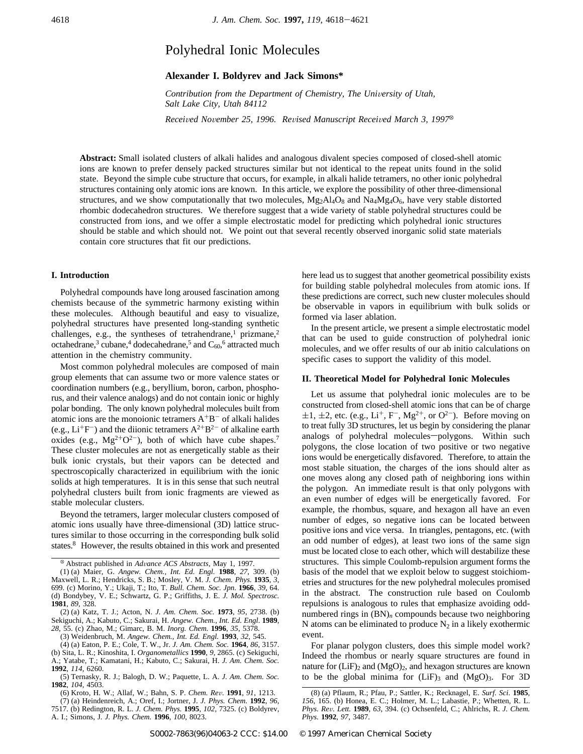# Polyhedral Ionic Molecules

**Alexander I. Boldyrev and Jack Simons***

*Contribution from the Department of Chemistry, The University of Utah, Salt Lake City, Utah 84112*

*Received November 25, 1996. Revised Manuscript Received March 3, 1997*[⊗]

**Abstract:** Small isolated clusters of alkali halides and analogous divalent species composed of closed-shell atomic ions are known to prefer densely packed structures similar but not identical to the repeat units found in the solid state. Beyond the simple cube structure that occurs, for example, in alkali halide tetramers, no other ionic polyhedral structures containing only atomic ions are known. In this article, we explore the possibility of other three-dimensional structures, and we show computationally that two molecules, $Mg_2Al_4O_8$ and $Na_4Mg_4O_6$, have very stable distorted rhombic dodecahedron structures. We therefore suggest that a wide variety of stable polyhedral structures could be constructed from ions, and we offer a simple electrostatic model for predicting which polyhedral ionic structures should be stable and which should not. We point out that several recently observed inorganic solid state materials contain core structures that fit our predictions.

## I. Introduction

Polyhedral compounds have long aroused fascination among chemists because of the symmetric harmony existing within these molecules. Although beautiful and easy to visualize, polyhedral structures have presented long-standing synthetic challenges, e.g., the syntheses of tetrahendrane,[1] prizmane,[2] octahedrane,[3] cubane,[4] dodecahedrane,[5] and $C_{60}$,[6] attracted much attention in the chemistry community.

Most common polyhedral molecules are composed of main group elements that can assume two or more valence states or coordination numbers (e.g., beryllium, boron, carbon, phosphorus, and their valence analogs) and do not contain ionic or highly polar bonding. The only known polyhedral molecules built from atomic ions are the monoionic tetramers $A^+B^-$ of alkali halides (e.g., $Li^+F^-$) and the diionic tetramers $A^{2+}B^{2-}$ of alkaline earth oxides (e.g., $Mg^{2+}O^{2-}$), both of which have cube shapes.[7] These cluster molecules are not as energetically stable as their bulk ionic crystals, but their vapors can be detected and spectroscopically characterized in equilibrium with the ionic solids at high temperatures. It is in this sense that such neutral polyhedral clusters built from ionic fragments are viewed as stable molecular clusters.

Beyond the tetramers, larger molecular clusters composed of atomic ions usually have three-dimensional (3D) lattice structures similar to those occurring in the corresponding bulk solid states.[8] However, the results obtained in this work and presented here lead us to suggest that another geometrical possibility exists for building stable polyhedral molecules from atomic ions. If these predictions are correct, such new cluster molecules should be observable in vapors in equilibrium with bulk solids or formed via laser ablation.

In the present article, we present a simple electrostatic model that can be used to guide construction of polyhedral ionic molecules, and we offer results of our ab initio calculations on specific cases to support the validity of this model.

## II. Theoretical Model for Polyhedral Ionic Molecules

Let us assume that polyhedral ionic molecules are to be constructed from closed-shell atomic ions that can be of charge $\pm1$, $\pm2$, etc. (e.g., $Li^+$, $F^-$, $Mg^{2+}$, or $O^{2-}$). Before moving on to treat fully 3D structures, let us begin by considering the planar analogs of polyhedral molecules—polygons. Within such polygons, the close location of two positive or two negative ions would be energetically disfavored. Therefore, to attain the most stable situation, the charges of the ions should alter as one moves along any closed path of neighboring ions within the polygon. An immediate result is that only polygons with an even number of edges will be energetically favored. For example, the rhombus, square, and hexagon all have an even number of edges, so negative ions can be located between positive ions and vice versa. In triangles, pentagons, etc. (with an odd number of edges), at least two ions of the same sign must be located close to each other, which will destabilize these structures. This simple Coulomb-repulsion argument forms the basis of the model that we exploit below to suggest stoichiometries and structures for the new polyhedral molecules promised in the abstract. The construction rule based on Coulomb repulsions is analogous to rules that emphasize avoiding odd-numbered rings in $(BN)_n$ compounds because two neighboring N atoms can be eliminated to produce $N_2$ in a likely exothermic event.

For planar polygon clusters, does this simple model work? Indeed the rhombus or nearly square structures are found in nature for $(LiF)_2$ and $(MgO)_2$, and hexagon structures are known to be the global minima for $(LiF)_3$ and $(MgO)_3$. For 3D

---

⊗ Abstract published in *Advance ACS Abstracts*, May 1, 1997.

(1) (a) Maier, G. *Angew. Chem., Int. Ed. Engl.* **1988**, *27*, 309. (b) Maxwell, L. R.; Hendricks, S. B.; Mosley, V. M. *J. Chem. Phys.* **1935**, *3*, 699. (c) Morino, Y.; Ukaji, T.; Ito, T. *Bull. Chem. Soc. Jpn.* **1966**, *39*, 64. (d) Bondybey, V. E.; Schwartz, G. P.; Griffiths, J. E. *J. Mol. Spectrosc.* **1981**, *89*, 328.

(2) (a) Katz, T. J.; Acton, N. *J. Am. Chem. Soc.* **1973**, *95*, 2738. (b) Sekiguchi, A.; Kabuto, C.; Sakurai, H. *Angew. Chem., Int. Ed. Engl.* **1989**, *28*, 55. (c) Zhao, M.; Gimarc, B. M. *Inorg. Chem.* **1996**, *35*, 5378.

(3) Weidenbruch, M. *Angew. Chem., Int. Ed. Engl.* **1993**, *32*, 545.

(4) (a) Eaton, P. E.; Cole, T. W., Jr. *J. Am. Chem. Soc.* **1964**, *86*, 3157. (b) Sita, L. R.; Kinoshita, I. *Organometallics* **1990**, *9*, 2865. (c) Sekiguchi, A.; Yatabe, T.; Kamatani, H.; Kabuto, C.; Sakurai, H. *J. Am. Chem. Soc.* **1992**, *114*, 6260.

(5) Ternasky, R. J.; Balogh, D. W.; Paquette, L. A. *J. Am. Chem. Soc.* **1982**, *104*, 4503.

(6) Kroto, H. W.; Allaf, W.; Bahn, S. P. *Chem. Rev.* **1991**, *91*, 1213.

(7) (a) Heindenreich, A.; Oref, I.; Jortner, J. *J. Phys. Chem.* **1992**, *96*, 7517. (b) Redington, R. L. *J. Chem. Phys.* **1995**, *102*, 7325. (c) Boldyrev, A. I.; Simons, J. *J. Phys. Chem.* **1996**, *100*, 8023.

(8) (a) Pflaum, R.; Pfau, P.; Sattler, K.; Recknagel, E. *Surf. Sci.* **1985**, *156*, 165. (b) Honea, E. C.; Holmer, M. L.; Labastie, P.; Whetten, R. L. *Phys. Rev. Lett.* **1989**, *63*, 394. (c) Ochsenfeld, C.; Ahlrichs, R. *J. Chem. Phys.* **1992**, *97*, 3487.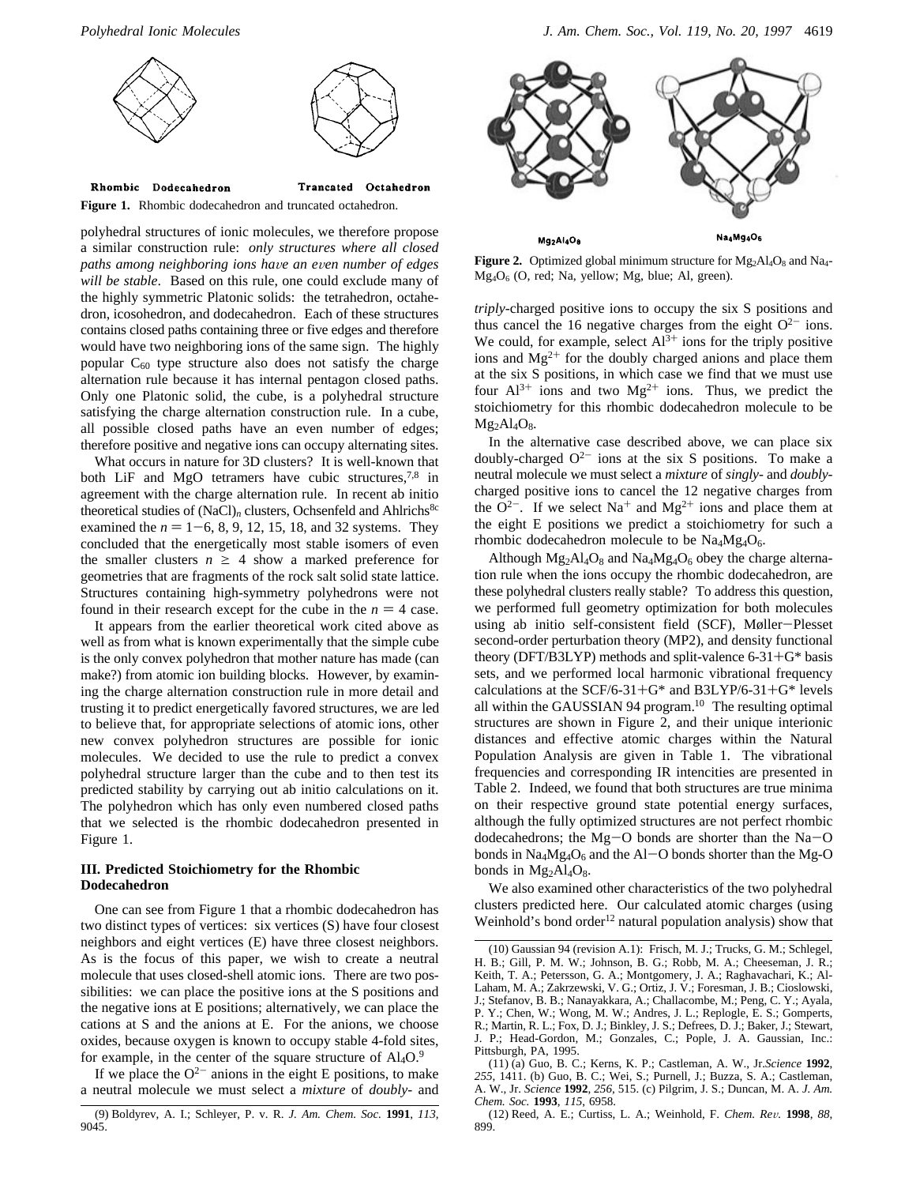Rhombic Dodecahedron Trancated Octahedron

**Figure 1.** Rhombic dodecahedron and truncated octahedron.

polyhedral structures of ionic molecules, we therefore propose a similar construction rule: *only structures where all closed paths among neighboring ions have an even number of edges will be stable*. Based on this rule, one could exclude many of the highly symmetric Platonic solids: the tetrahedron, octahedron, icosohedron, and dodecahedron. Each of these structures contains closed paths containing three or five edges and therefore would have two neighboring ions of the same sign. The highly popular $C_{60}$ type structure also does not satisfy the charge alternation rule because it has internal pentagon closed paths. Only one Platonic solid, the cube, is a polyhedral structure satisfying the charge alternation construction rule. In a cube, all possible closed paths have an even number of edges; therefore positive and negative ions can occupy alternating sites.

What occurs in nature for 3D clusters? It is well-known that both LiF and MgO tetramers have cubic structures,[7,8] in agreement with the charge alternation rule. In recent ab initio theoretical studies of $(NaCl)_n$ clusters, Ochsenfeld and Ahlrichs[8c] examined the $n = 1-6$, 8, 9, 12, 15, 18, and 32 systems. They concluded that the energetically most stable isomers of even the smaller clusters $n \geq 4$ show a marked preference for geometries that are fragments of the rock salt solid state lattice. Structures containing high-symmetry polyhedrons were not found in their research except for the cube in the $n = 4$ case.

It appears from the earlier theoretical work cited above as well as from what is known experimentally that the simple cube is the only convex polyhedron that mother nature has made (can make?) from atomic ion building blocks. However, by examining the charge alternation construction rule in more detail and trusting it to predict energetically favored structures, we are led to believe that, for appropriate selections of atomic ions, other new convex polyhedron structures are possible for ionic molecules. We decided to use the rule to predict a convex polyhedral structure larger than the cube and to then test its predicted stability by carrying out ab initio calculations on it. The polyhedron which has only even numbered closed paths that we selected is the rhombic dodecahedron presented in Figure 1.

## III. Predicted Stoichiometry for the Rhombic Dodecahedron

One can see from Figure 1 that a rhombic dodecahedron has two distinct types of vertices: six vertices (S) have four closest neighbors and eight vertices (E) have three closest neighbors. As is the focus of this paper, we wish to create a neutral molecule that uses closed-shell atomic ions. There are two possibilities: we can place the positive ions at the S positions and the negative ions at E positions; alternatively, we can place the cations at S and the anions at E. For the anions, we choose oxides, because oxygen is known to occupy stable 4-fold sites, for example, in the center of the square structure of $Al_4O$.[9]

If we place the $O^{2-}$ anions in the eight E positions, to make a neutral molecule we must select a *mixture* of *doubly*- and *triply*-charged positive ions to occupy the six S positions and thus cancel the 16 negative charges from the eight $O^{2-}$ ions. We could, for example, select $Al^{3+}$ ions for the triply positive ions and $Mg^{2+}$ for the doubly charged anions and place them at the six S positions, in which case we find that we must use four $Al^{3+}$ ions and two $Mg^{2+}$ ions. Thus, we predict the stoichiometry for this rhombic dodecahedron molecule to be $Mg_2Al_4O_8$.

In the alternative case described above, we can place six doubly-charged $O^{2-}$ ions at the six S positions. To make a neutral molecule we must select a *mixture* of *singly*- and *doubly*-charged positive ions to cancel the 12 negative charges from the $O^{2-}$. If we select $Na^+$ and $Mg^{2+}$ ions and place them at the eight E positions we predict a stoichiometry for such a rhombic dodecahedron molecule to be $Na_4Mg_4O_6$.

Although $Mg_2Al_4O_8$ and $Na_4Mg_4O_6$ obey the charge alternation rule when the ions occupy the rhombic dodecahedron, are these polyhedral clusters really stable? To address this question, we performed full geometry optimization for both molecules using ab initio self-consistent field (SCF), Møller–Plesset second-order perturbation theory (MP2), and density functional theory (DFT/B3LYP) methods and split-valence 6-31+G* basis sets, and we performed local harmonic vibrational frequency calculations at the SCF/6-31+G* and B3LYP/6-31+G* levels all within the GAUSSIAN 94 program.[10] The resulting optimal structures are shown in Figure 2, and their unique interionic distances and effective atomic charges within the Natural Population Analysis are given in Table 1. The vibrational frequencies and corresponding IR intencities are presented in Table 2. Indeed, we found that both structures are true minima on their respective ground state potential energy surfaces, although the fully optimized structures are not perfect rhombic dodecahedrons; the Mg–O bonds are shorter than the Na–O bonds in $Na_4Mg_4O_6$ and the Al–O bonds shorter than the Mg-O bonds in $Mg_2Al_4O_8$.

$Mg_2Al_4O_8$ $Na_4Mg_4O_6$

**Figure 2.** Optimized global minimum structure for $Mg_2Al_4O_8$ and $Na_4Mg_4O_6$ (O, red; Na, yellow; Mg, blue; Al, green).

We also examined other characteristics of the two polyhedral clusters predicted here. Our calculated atomic charges (using Weinhold's bond order[12] natural population analysis) show that

(9) Boldyrev, A. I.; Schleyer, P. v. R. *J. Am. Chem. Soc.* **1991**, *113*, 9045.

(10) Gaussian 94 (revision A.1): Frisch, M. J.; Trucks, G. W.; Schlegel, H. B.; Gill, P. M. W.; Johnson, B. G.; Robb, M. A.; Cheeseman, J. R.; Keith, T. A.; Petersson, G. A.; Montgomery, J. A.; Raghavachari, K.; Al-Laham, M. A.; Zakrzewski, V. G.; Ortiz, J. V.; Foresman, J. B.; Cioslowski, J.; Stefanov, B. B.; Nanayakkara, A.; Challacombe, M.; Peng, C. Y.; Ayala, P. Y.; Chen, W.; Wong, M. W.; Andres, J. L.; Replogle, E. S.; Gomperts, R.; Martin, R. L.; Fox, D. J.; Binkley, J. S.; Defrees, D. J.; Baker, J.; Stewart, J. P.; Head-Gordon, M.; Gonzales, C.; Pople, J. A. Gaussian, Inc.: Pittsburgh, PA, 1995.

(11) (a) Guo, B. C.; Kerns, K. P.; Castleman, A. W., Jr. *Science* **1992**, *255*, 1411. (b) Guo, B. C.; Wei, S.; Purnell, J.; Buzza, S. A.; Castleman, A. W., Jr. *Science* **1992**, *256*, 515. (c) Pilgrim, J. S.; Duncan, M. A. *J. Am. Chem. Soc.* **1993**, *115*, 6958.

(12) Reed, A. E.; Curtiss, L. A.; Weinhold, F. *Chem. Rev.* **1998**, *88*, 899.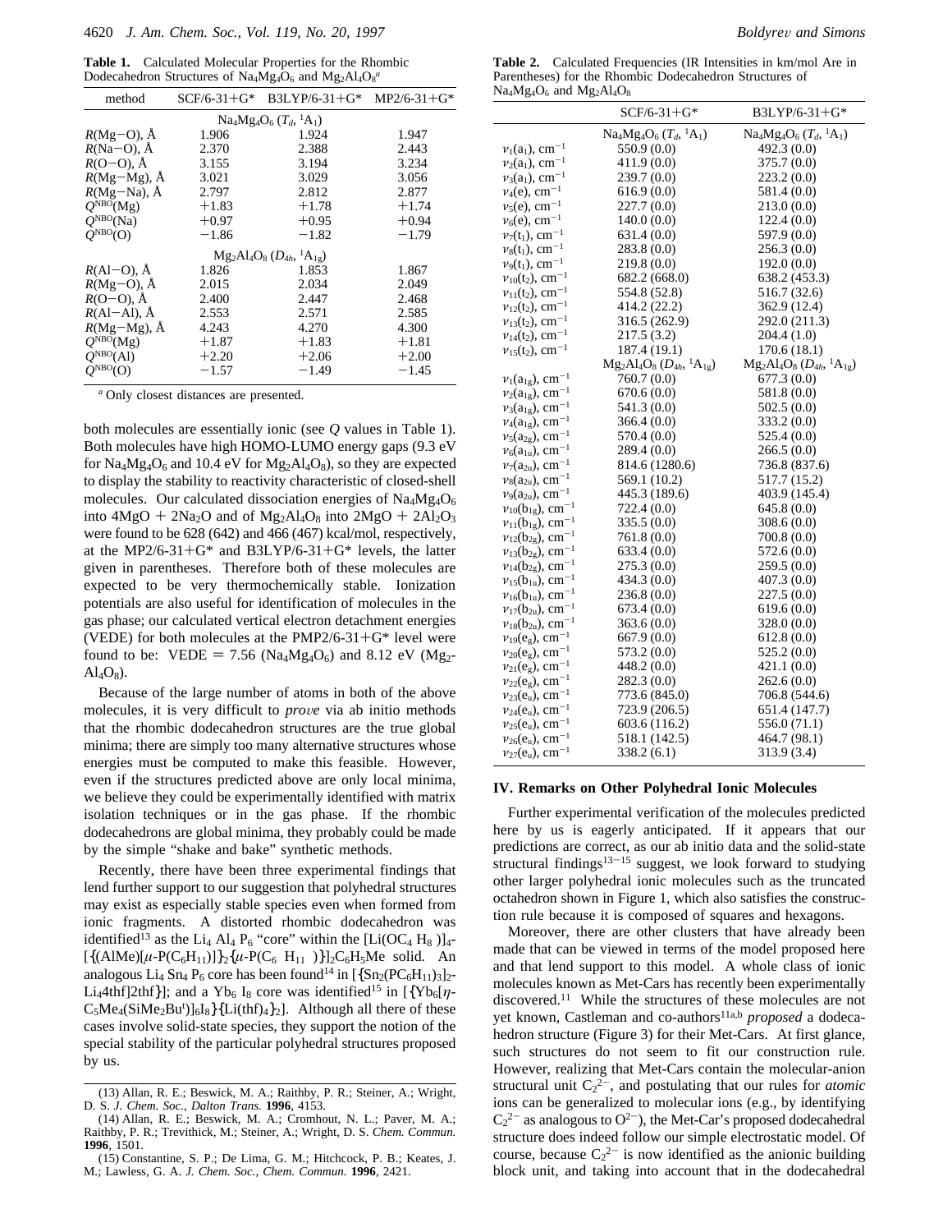**Table 1.** Calculated Molecular Properties for the Rhombic Dodecahedron Structures of $Na_4Mg_4O_6$ and $Mg_2Al_4O_8$[a]

| method | SCF/6-31+G* | B3LYP/6-31+G* | MP2/6-31+G* |
|---|---|---|---|
| | $Na_4Mg_4O_6$ ($T_d$, $^1A_1$) | | |
| $R$(Mg−O), Å | 1.906 | 1.924 | 1.947 |
| $R$(Na−O), Å | 2.370 | 2.388 | 2.443 |
| $R$(O−O), Å | 3.155 | 3.194 | 3.234 |
| $R$(Mg−Mg), Å | 3.021 | 3.029 | 3.056 |
| $R$(Mg−Na), Å | 2.797 | 2.812 | 2.877 |
| $Q^{NBO}$(Mg) | +1.83 | +1.78 | +1.74 |
| $Q^{NBO}$(Na) | +0.97 | +0.95 | +0.94 |
| $Q^{NBO}$(O) | −1.86 | −1.82 | −1.79 |
| | $Mg_2Al_4O_8$ ($D_{4h}$, $^1A_{1g}$) | | |
| $R$(Al−O), Å | 1.826 | 1.853 | 1.867 |
| $R$(Mg−O), Å | 2.015 | 2.034 | 2.049 |
| $R$(O−O), Å | 2.400 | 2.447 | 2.468 |
| $R$(Al−Al), Å | 2.553 | 2.571 | 2.585 |
| $R$(Mg−Mg), Å | 4.243 | 4.270 | 4.300 |
| $Q^{NBO}$(Mg) | +1.87 | +1.83 | +1.81 |
| $Q^{NBO}$(Al) | +2.20 | +2.06 | +2.00 |
| $Q^{NBO}$(O) | −1.57 | −1.49 | −1.45 |

[a] Only closest distances are presented.

both molecules are essentially ionic (see $Q$ values in Table 1). Both molecules have high HOMO-LUMO energy gaps (9.3 eV for $Na_4Mg_4O_6$ and 10.4 eV for $Mg_2Al_4O_8$), so they are expected to display the stability to reactivity characteristic of closed-shell molecules. Our calculated dissociation energies of $Na_4Mg_4O_6$ into $4MgO + 2Na_2O$ and of $Mg_2Al_4O_8$ into $2MgO + 2Al_2O_3$ were found to be 628 (642) and 466 (467) kcal/mol, respectively, at the MP2/6-31+G* and B3LYP/6-31+G* levels, the latter given in parentheses. Therefore both of these molecules are expected to be very thermochemically stable. Ionization potentials are also useful for identification of molecules in the gas phase; our calculated vertical electron detachment energies (VEDE) for both molecules at the PMP2/6-31+G* level were found to be: VEDE = 7.56 ($Na_4Mg_4O_6$) and 8.12 eV ($Mg_2Al_4O_8$).

Because of the large number of atoms in both of the above molecules, it is very difficult to *prove* via ab initio methods that the rhombic dodecahedron structures are the true global minima; there are simply too many alternative structures whose energies must be computed to make this feasible. However, even if the structures predicted above are only local minima, we believe they could be experimentally identified with matrix isolation techniques or in the gas phase. If the rhombic dodecahedrons are global minima, they probably could be made by the simple "shake and bake" synthetic methods.

Recently, there have been three experimental findings that lend further support to our suggestion that polyhedral structures may exist as especially stable species even when formed from ionic fragments. A distorted rhombic dodecahedron was identified[13] as the $Li_4Al_4P_6$ "core" within the $[Li(OC_4H_8)_4]$-$[\{(AlMe)[\mu\text{-}P(C_6H_{11})]\}_2\{\mu\text{-}P(C_6H_{11})\}]_2C_6H_5Me$ solid. An analogous $Li_4Sn_4P_6$ core has been found[14] in $[\{Sn_2(PC_6H_{11})_3\}_2$-$Li_44thf]2thf\}]$; and a $Yb_6I_8$ core was identified[15] in $[\{Yb_6[\eta\text{-}C_5Me_4(SiMe_2Bu^t)]_6I_8\}\{Li(thf)_4\}_2]$. Although all there of these cases involve solid-state species, they support the notion of the special stability of the particular polyhedral structures proposed by us.

(13) Allan, R. E.; Beswick, M. A.; Raithby, P. R.; Steiner, A.; Wright, D. S. *J. Chem. Soc., Dalton Trans.* **1996**, 4153.

(14) Allan, R. E.; Beswick, M. A.; Cromhout, N. L.; Paver, M. A.; Raithby, P. R.; Trevithick, M.; Steiner, A.; Wright, D. S. *Chem. Commun.* **1996**, 1501.

(15) Constantine, S. P.; De Lima, G. M.; Hitchcock, P. B.; Keates, J. M.; Lawless, G. A. *J. Chem. Soc., Chem. Commun.* **1996**, 2421.

**Table 2.** Calculated Frequencies (IR Intensities in km/mol Are in Parentheses) for the Rhombic Dodecahedron Structures of $Na_4Mg_4O_6$ and $Mg_2Al_4O_8$

| | SCF/6-31+G* | B3LYP/6-31+G* |
|---|---|---|
| | $Na_4Mg_4O_6$ ($T_d$, $^1A_1$) | $Na_4Mg_4O_6$ ($T_d$, $^1A_1$) |
| $\nu_1(a_1)$, cm$^{-1}$ | 550.9 (0.0) | 492.3 (0.0) |
| $\nu_2(a_1)$, cm$^{-1}$ | 411.9 (0.0) | 375.7 (0.0) |
| $\nu_3(a_1)$, cm$^{-1}$ | 239.7 (0.0) | 223.2 (0.0) |
| $\nu_4(e)$, cm$^{-1}$ | 616.9 (0.0) | 581.4 (0.0) |
| $\nu_5(e)$, cm$^{-1}$ | 227.7 (0.0) | 213.0 (0.0) |
| $\nu_6(e)$, cm$^{-1}$ | 140.0 (0.0) | 122.4 (0.0) |
| $\nu_7(t_1)$, cm$^{-1}$ | 631.4 (0.0) | 597.9 (0.0) |
| $\nu_8(t_1)$, cm$^{-1}$ | 283.8 (0.0) | 256.3 (0.0) |
| $\nu_9(t_1)$, cm$^{-1}$ | 219.8 (0.0) | 192.0 (0.0) |
| $\nu_{10}(t_2)$, cm$^{-1}$ | 682.2 (668.0) | 638.2 (453.3) |
| $\nu_{11}(t_2)$, cm$^{-1}$ | 554.8 (52.8) | 516.7 (32.6) |
| $\nu_{12}(t_2)$, cm$^{-1}$ | 414.2 (22.2) | 362.9 (12.4) |
| $\nu_{13}(t_2)$, cm$^{-1}$ | 316.5 (262.9) | 292.0 (211.3) |
| $\nu_{14}(t_2)$, cm$^{-1}$ | 217.5 (3.2) | 204.4 (1.0) |
| $\nu_{15}(t_2)$, cm$^{-1}$ | 187.4 (19.1) | 170.6 (18.1) |
| | $Mg_2Al_4O_8$ ($D_{4h}$, $^1A_{1g}$) | $Mg_2Al_4O_8$ ($D_{4h}$, $^1A_{1g}$) |
| $\nu_1(a_{1g})$, cm$^{-1}$ | 760.7 (0.0) | 677.3 (0.0) |
| $\nu_2(a_{1g})$, cm$^{-1}$ | 670.6 (0.0) | 581.8 (0.0) |
| $\nu_3(a_{1g})$, cm$^{-1}$ | 541.3 (0.0) | 502.5 (0.0) |
| $\nu_4(a_{1g})$, cm$^{-1}$ | 366.4 (0.0) | 333.2 (0.0) |
| $\nu_5(a_{2g})$, cm$^{-1}$ | 570.4 (0.0) | 525.4 (0.0) |
| $\nu_6(a_{1u})$, cm$^{-1}$ | 289.4 (0.0) | 266.5 (0.0) |
| $\nu_7(a_{2u})$, cm$^{-1}$ | 814.6 (1280.6) | 736.8 (837.6) |
| $\nu_8(a_{2u})$, cm$^{-1}$ | 569.1 (10.2) | 517.7 (15.2) |
| $\nu_9(a_{2u})$, cm$^{-1}$ | 445.3 (189.6) | 403.9 (145.4) |
| $\nu_{10}(b_{1g})$, cm$^{-1}$ | 722.4 (0.0) | 645.8 (0.0) |
| $\nu_{11}(b_{1g})$, cm$^{-1}$ | 335.5 (0.0) | 308.6 (0.0) |
| $\nu_{12}(b_{2g})$, cm$^{-1}$ | 761.8 (0.0) | 700.8 (0.0) |
| $\nu_{13}(b_{2g})$, cm$^{-1}$ | 633.4 (0.0) | 572.6 (0.0) |
| $\nu_{14}(b_{2g})$, cm$^{-1}$ | 275.3 (0.0) | 259.5 (0.0) |
| $\nu_{15}(b_{1u})$, cm$^{-1}$ | 434.3 (0.0) | 407.3 (0.0) |
| $\nu_{16}(b_{1u})$, cm$^{-1}$ | 236.8 (0.0) | 227.5 (0.0) |
| $\nu_{17}(b_{2u})$, cm$^{-1}$ | 673.4 (0.0) | 619.6 (0.0) |
| $\nu_{18}(b_{2u})$, cm$^{-1}$ | 363.6 (0.0) | 328.0 (0.0) |
| $\nu_{19}(e_g)$, cm$^{-1}$ | 667.9 (0.0) | 612.8 (0.0) |
| $\nu_{20}(e_g)$, cm$^{-1}$ | 573.2 (0.0) | 525.2 (0.0) |
| $\nu_{21}(e_g)$, cm$^{-1}$ | 448.2 (0.0) | 421.1 (0.0) |
| $\nu_{22}(e_g)$, cm$^{-1}$ | 282.3 (0.0) | 262.6 (0.0) |
| $\nu_{23}(e_u)$, cm$^{-1}$ | 773.6 (845.0) | 706.8 (544.6) |
| $\nu_{24}(e_u)$, cm$^{-1}$ | 723.9 (206.5) | 651.4 (147.7) |
| $\nu_{25}(e_u)$, cm$^{-1}$ | 603.6 (116.2) | 556.0 (71.1) |
| $\nu_{26}(e_u)$, cm$^{-1}$ | 518.1 (142.5) | 464.7 (98.1) |
| $\nu_{27}(e_u)$, cm$^{-1}$ | 338.2 (6.1) | 313.9 (3.4) |

## IV. Remarks on Other Polyhedral Ionic Molecules

Further experimental verification of the molecules predicted here by us is eagerly anticipated. If it appears that our predictions are correct, as our ab initio data and the solid-state structural findings[13−15] suggest, we look forward to studying other larger polyhedral ionic molecules such as the truncated octahedron shown in Figure 1, which also satisfies the construction rule because it is composed of squares and hexagons.

Moreover, there are other clusters that have already been made that can be viewed in terms of the model proposed here and that lend support to this model. A whole class of ionic molecules known as Met-Cars has recently been experimentally discovered.[11] While the structures of these molecules are not yet known, Castleman and co-authors[11a,b] *proposed* a dodecahedron structure (Figure 3) for their Met-Cars. At first glance, such structures do not seem to fit our construction rule. However, realizing that Met-Cars contain the molecular-anion structural unit $C_2^{2-}$, and postulating that our rules for *atomic* ions can be generalized to molecular ions (e.g., by identifying $C_2^{2-}$ as analogous to $O^{2-}$), the Met-Car's proposed dodecahedral structure does indeed follow our simple electrostatic model. Of course, because $C_2^{2-}$ is now identified as the anionic building block unit, and taking into account that in the dodecahedral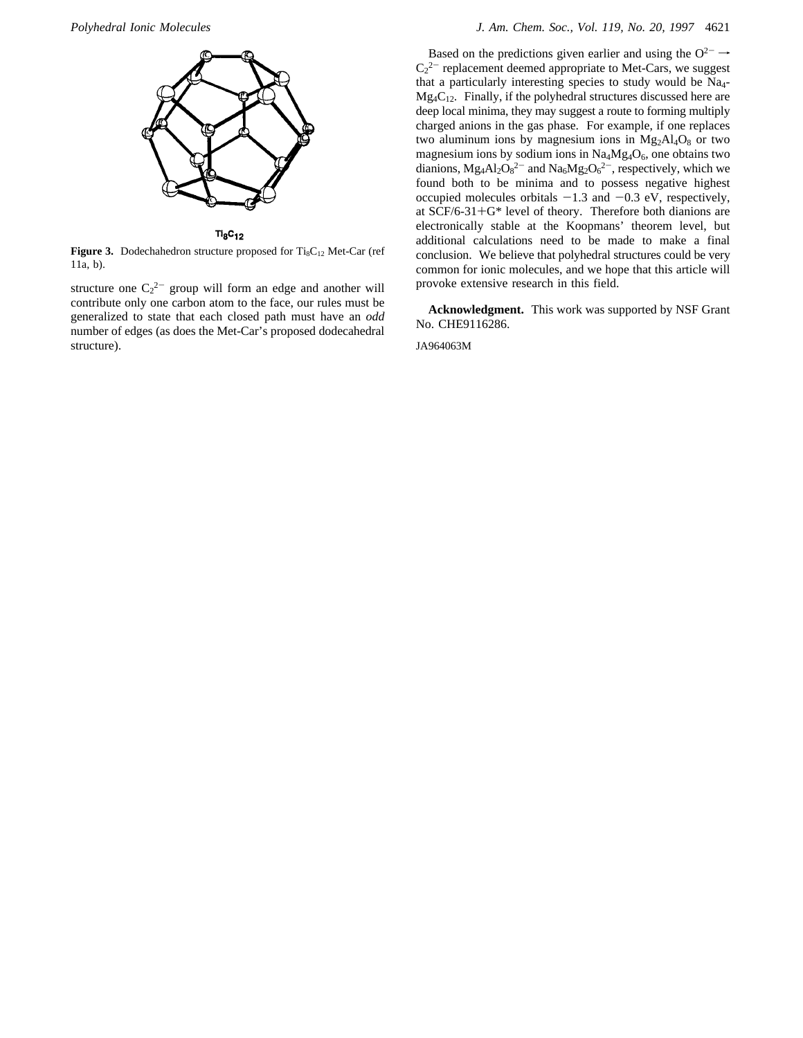$Ti_8C_{12}$

**Figure 3.** Dodechahedron structure proposed for $Ti_8C_{12}$ Met-Car (ref 11a, b).

structure one $C_2^{2-}$ group will form an edge and another will contribute only one carbon atom to the face, our rules must be generalized to state that each closed path must have an *odd* number of edges (as does the Met-Car's proposed dodecahedral structure).

Based on the predictions given earlier and using the $O^{2-} \rightarrow C_2^{2-}$ replacement deemed appropriate to Met-Cars, we suggest that a particularly interesting species to study would be $Na_4Mg_4C_{12}$. Finally, if the polyhedral structures discussed here are deep local minima, they may suggest a route to forming multiply charged anions in the gas phase. For example, if one replaces two aluminum ions by magnesium ions in $Mg_2Al_4O_8$ or two magnesium ions by sodium ions in $Na_4Mg_4O_6$, one obtains two dianions, $Mg_4Al_2O_8^{2-}$ and $Na_6Mg_2O_6^{2-}$, respectively, which we found both to be minima and to possess negative highest occupied molecules orbitals $-1.3$ and $-0.3$ eV, respectively, at SCF/6-31+G* level of theory. Therefore both dianions are electronically stable at the Koopmans' theorem level, but additional calculations need to be made to make a final conclusion. We believe that polyhedral structures could be very common for ionic molecules, and we hope that this article will provoke extensive research in this field.

**Acknowledgment.** This work was supported by NSF Grant No. CHE9116286.

JA964063M